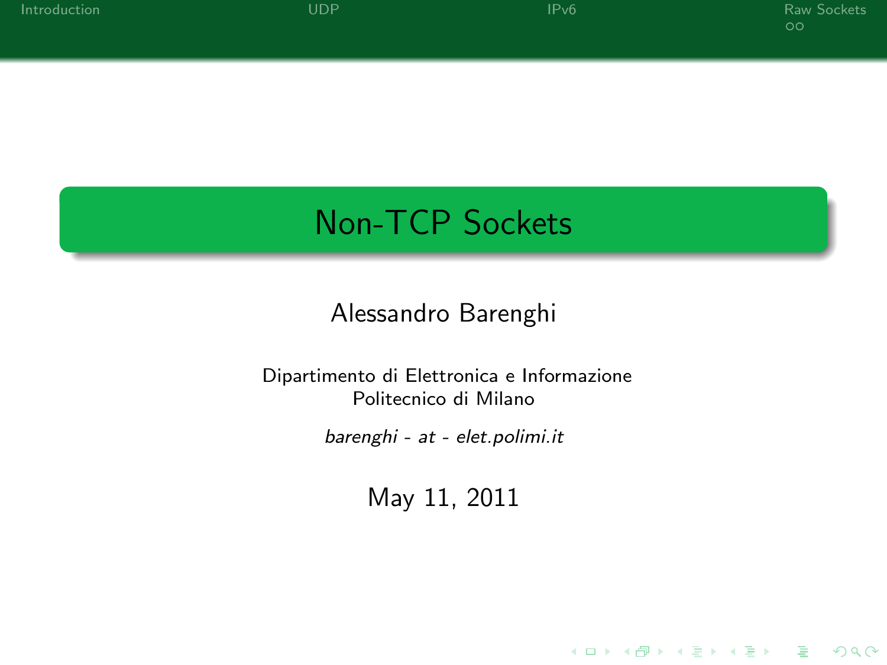# Non-TCP Sockets

Alessandro Barenghi

Dipartimento di Elettronica e Informazione
Politecnico di Milano

*barenghi - at - elet.polimi.it*

May 11, 2011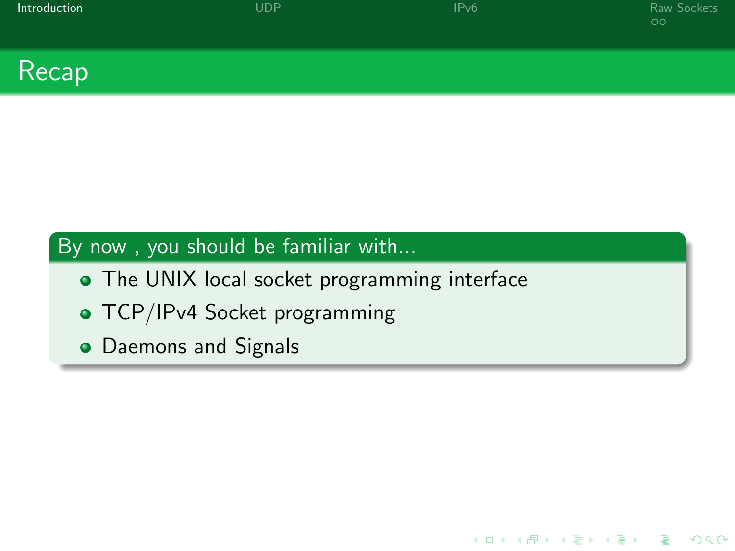# Recap

**By now , you should be familiar with...**

- The UNIX local socket programming interface
- TCP/IPv4 Socket programming
- Daemons and Signals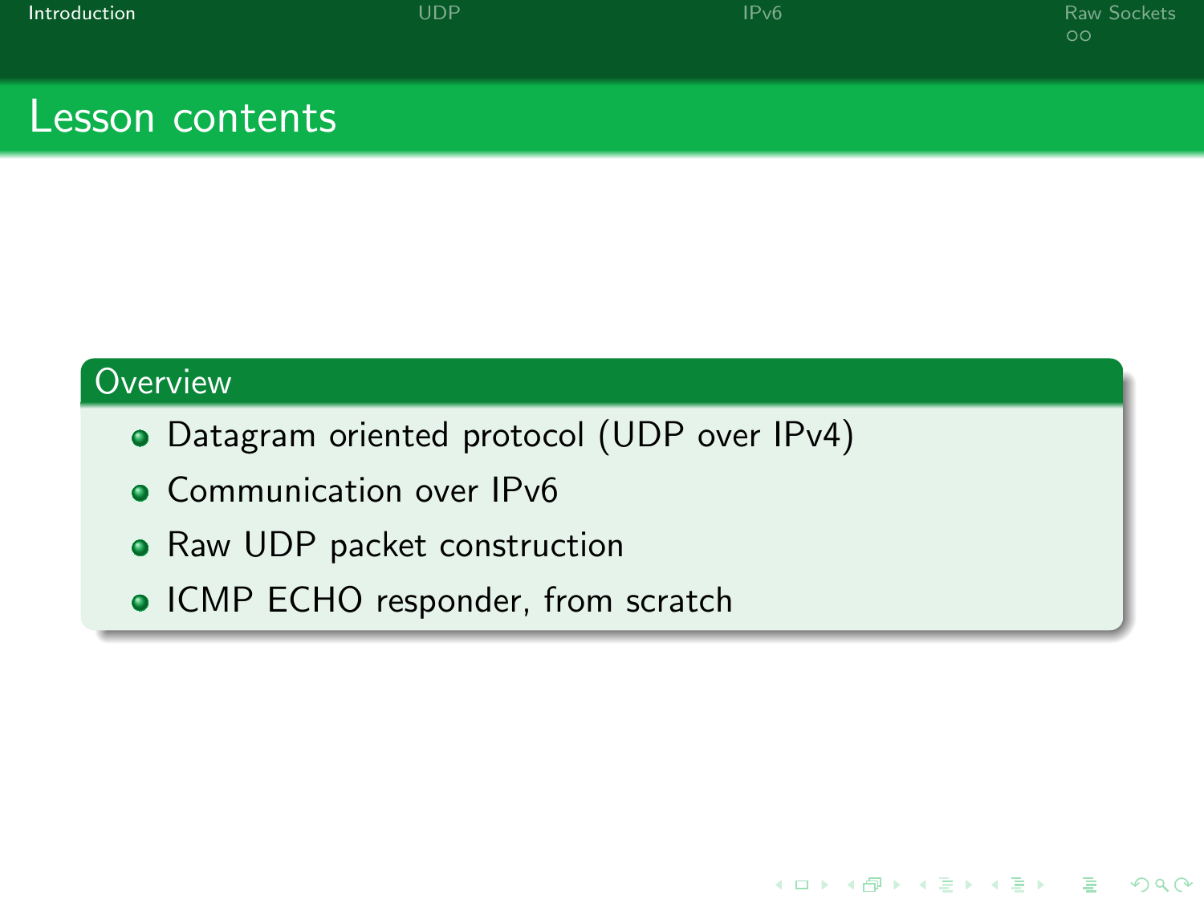# Lesson contents

## Overview

- Datagram oriented protocol (UDP over IPv4)
- Communication over IPv6
- Raw UDP packet construction
- ICMP ECHO responder, from scratch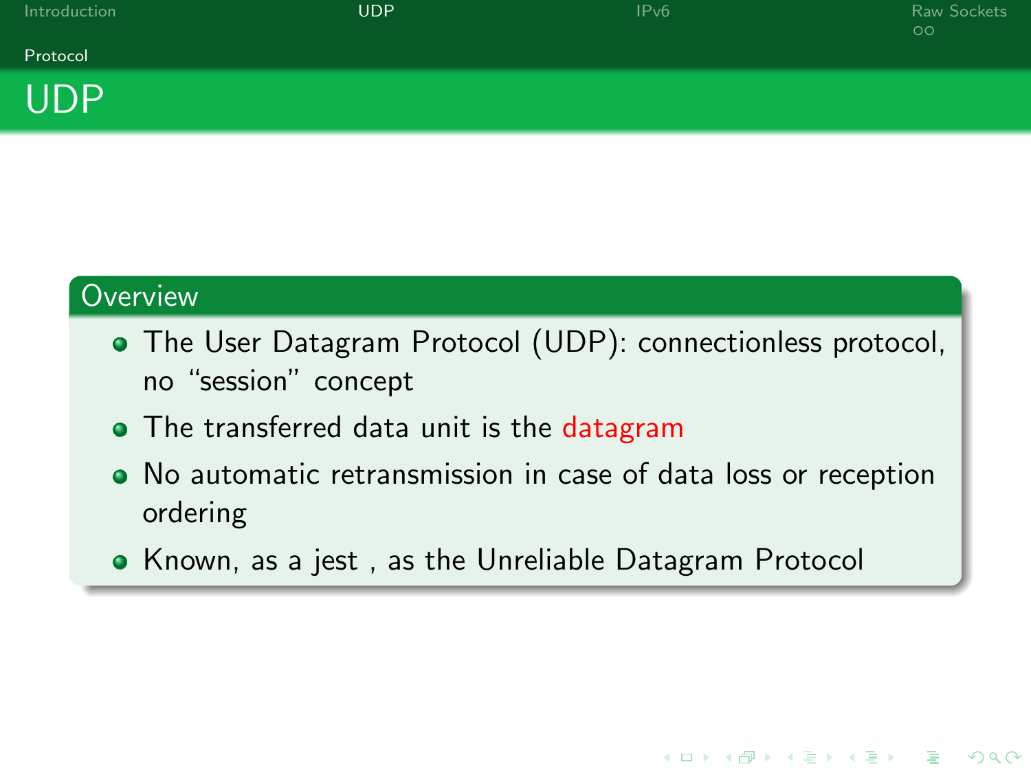# UDP

## Overview

- The User Datagram Protocol (UDP): connectionless protocol, no “session” concept
- The transferred data unit is the datagram
- No automatic retransmission in case of data loss or reception ordering
- Known, as a jest , as the Unreliable Datagram Protocol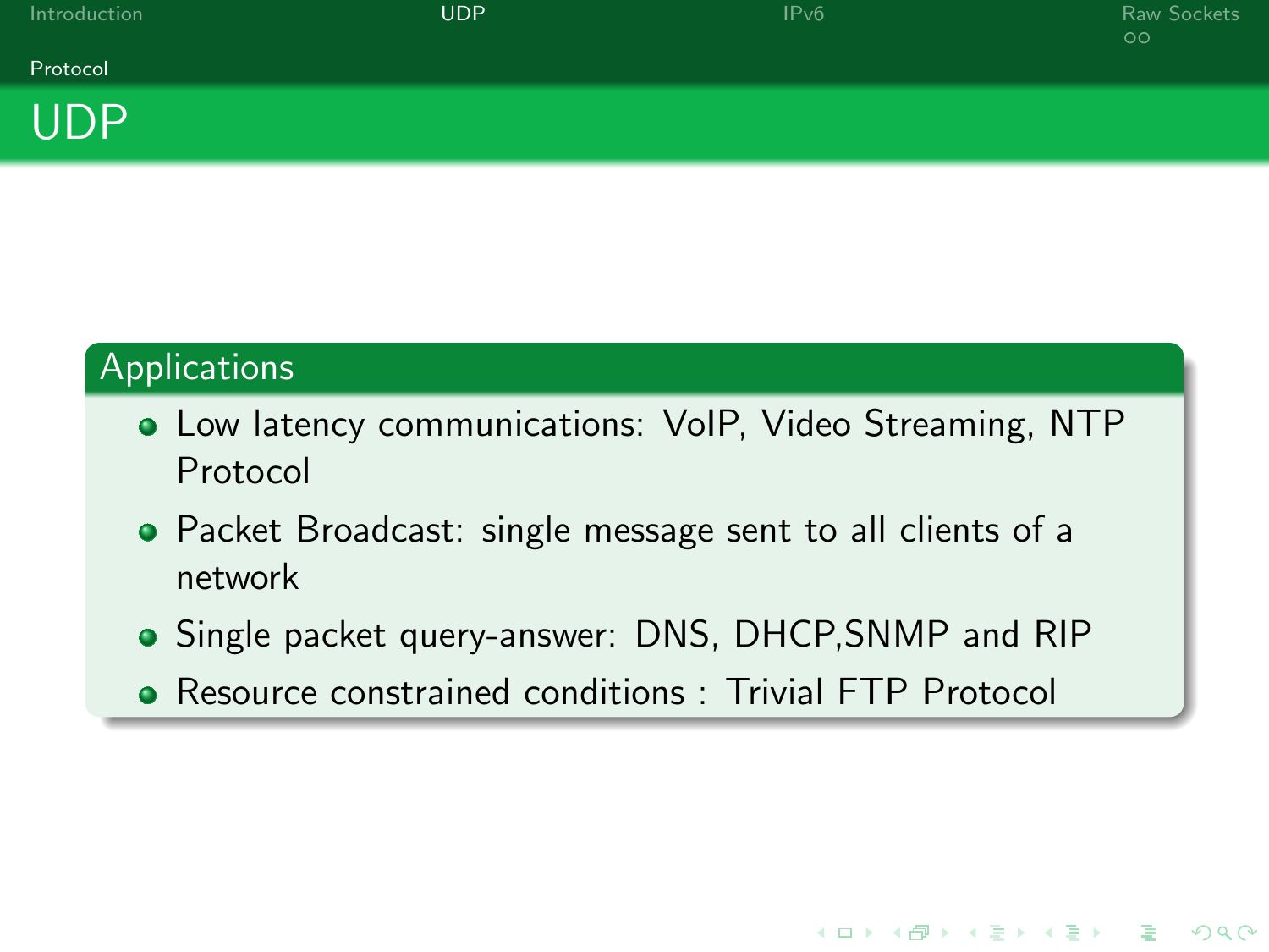# UDP

## Applications

- Low latency communications: VoIP, Video Streaming, NTP Protocol
- Packet Broadcast: single message sent to all clients of a network
- Single packet query-answer: DNS, DHCP,SNMP and RIP
- Resource constrained conditions : Trivial FTP Protocol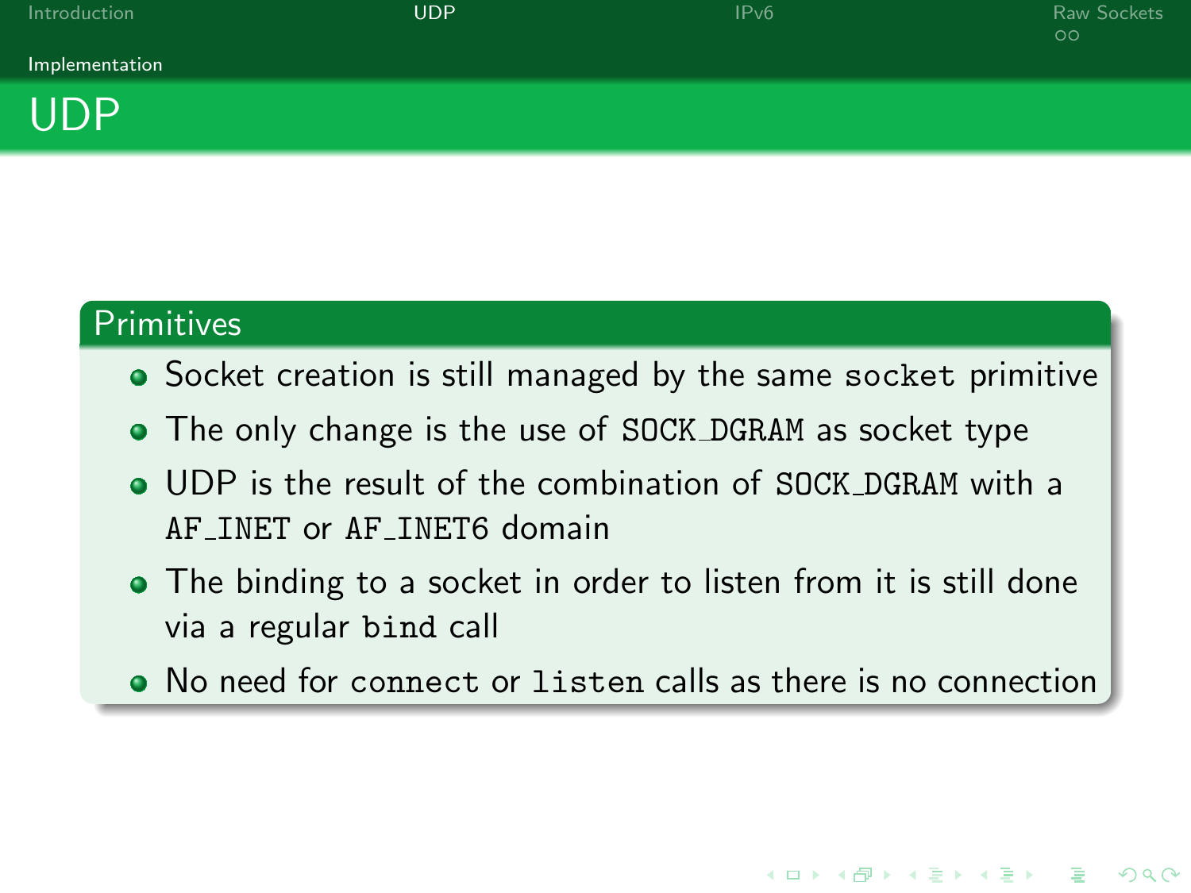# UDP

## Primitives

- Socket creation is still managed by the same `socket` primitive
- The only change is the use of `SOCK_DGRAM` as socket type
- UDP is the result of the combination of `SOCK_DGRAM` with a `AF_INET` or `AF_INET6` domain
- The binding to a socket in order to listen from it is still done via a regular `bind` call
- No need for `connect` or `listen` calls as there is no connection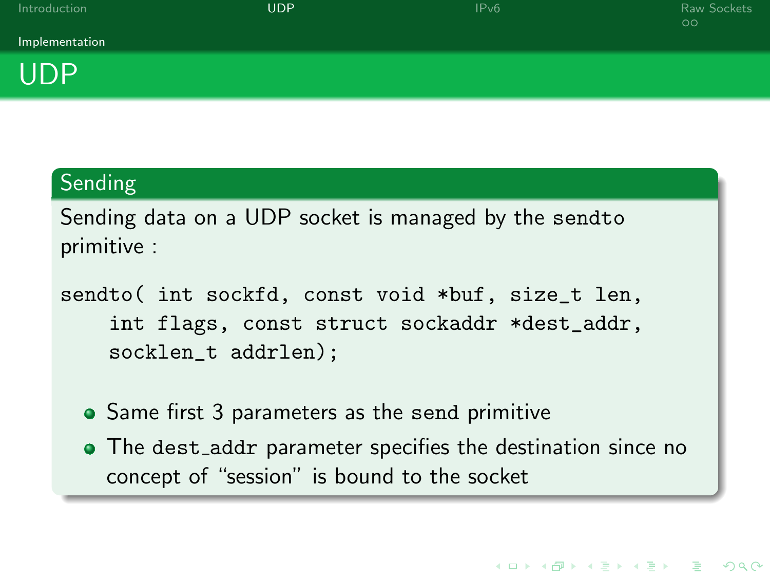# UDP

## Sending

Sending data on a UDP socket is managed by the sendto primitive :

```
sendto( int sockfd, const void *buf, size_t len,
    int flags, const struct sockaddr *dest_addr,
    socklen_t addrlen);
```

- Same first 3 parameters as the send primitive
- The dest_addr parameter specifies the destination since no concept of “session” is bound to the socket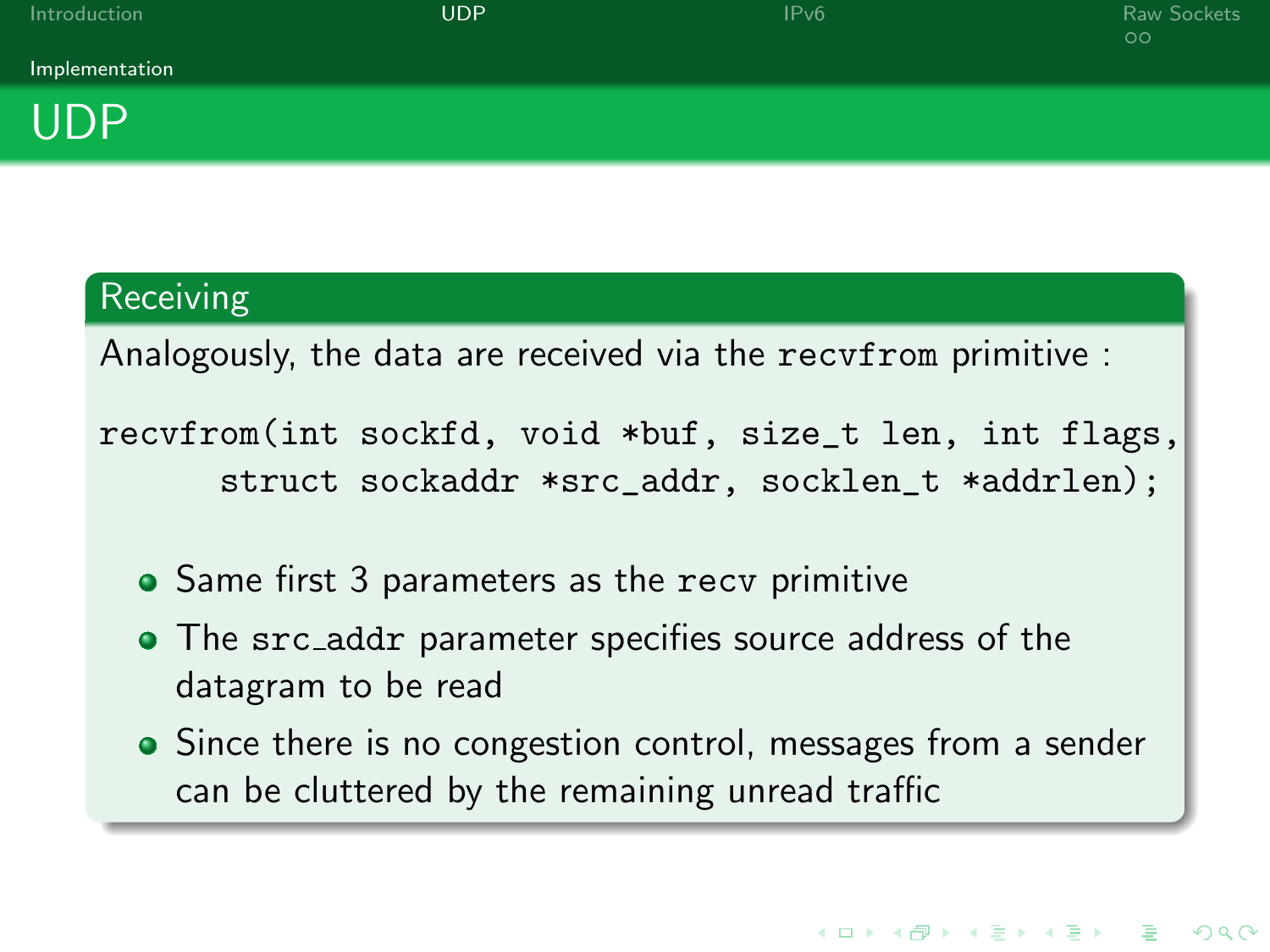# UDP

## Receiving

Analogously, the data are received via the `recvfrom` primitive :

```
recvfrom(int sockfd, void *buf, size_t len, int flags,
      struct sockaddr *src_addr, socklen_t *addrlen);
```

- Same first 3 parameters as the `recv` primitive
- The `src_addr` parameter specifies source address of the datagram to be read
- Since there is no congestion control, messages from a sender can be cluttered by the remaining unread traffic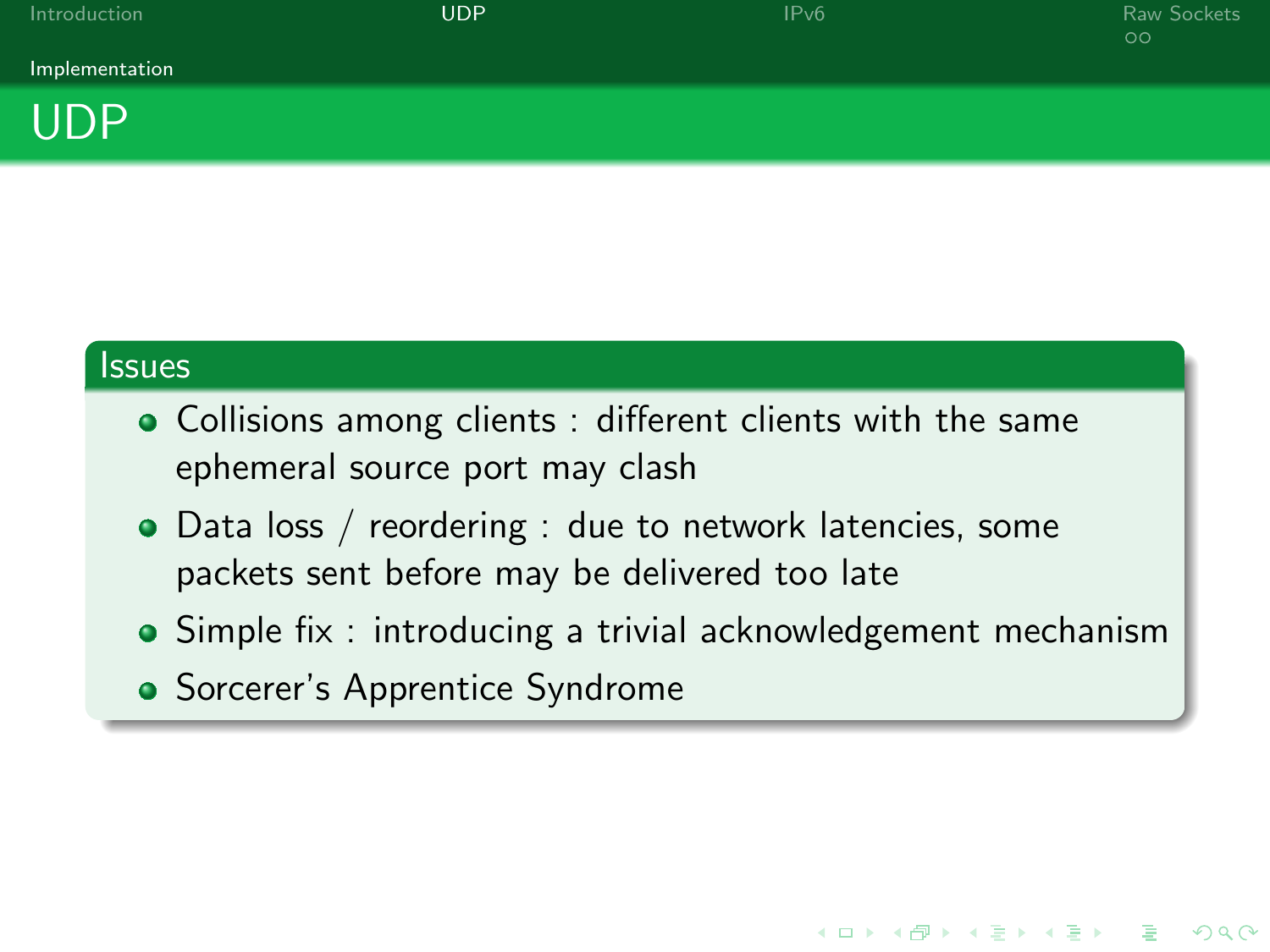# UDP

### Issues

- Collisions among clients : different clients with the same ephemeral source port may clash
- Data loss / reordering : due to network latencies, some packets sent before may be delivered too late
- Simple fix : introducing a trivial acknowledgement mechanism
- Sorcerer's Apprentice Syndrome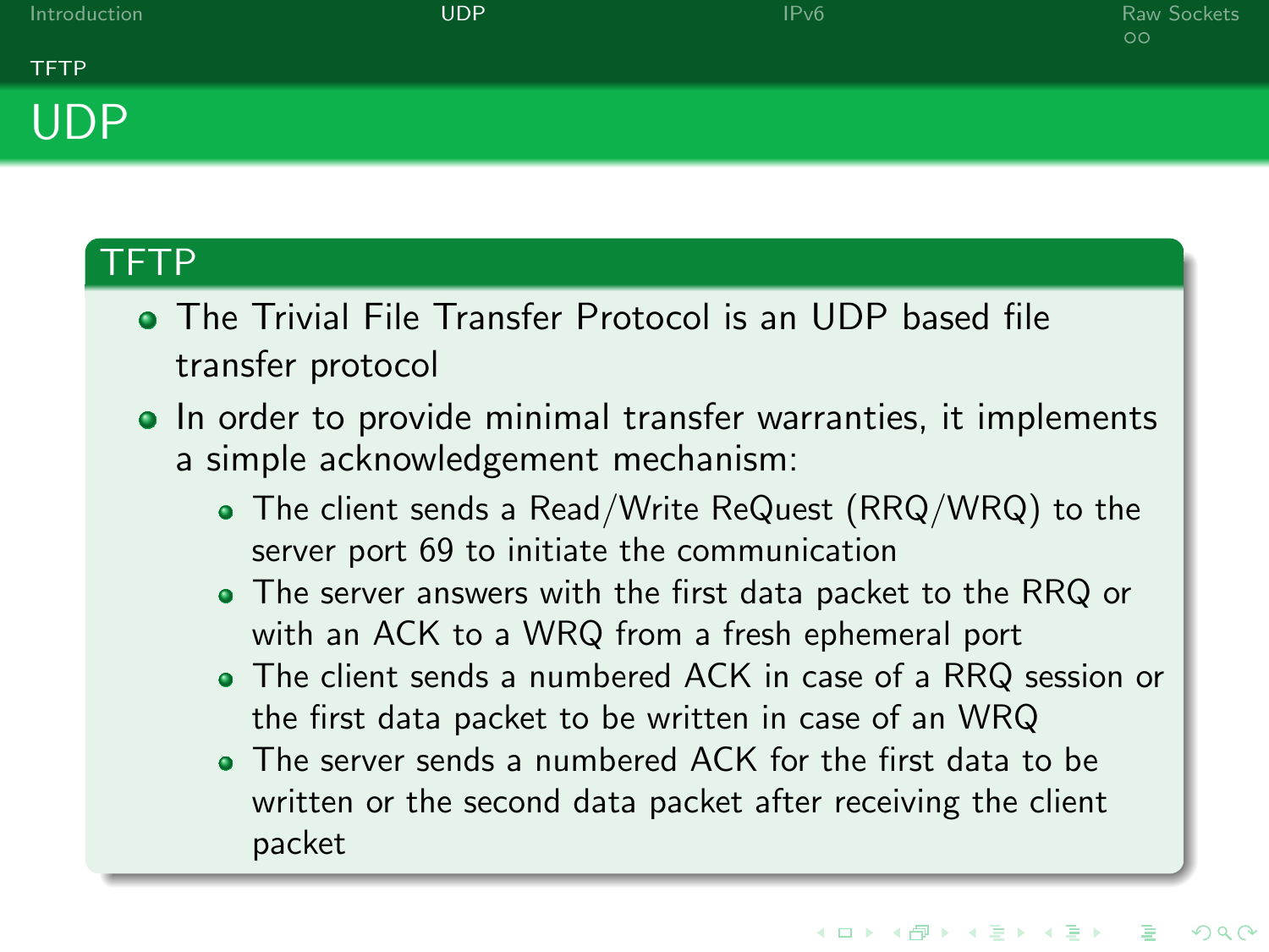# UDP

## TFTP

- The Trivial File Transfer Protocol is an UDP based file transfer protocol
- In order to provide minimal transfer warranties, it implements a simple acknowledgement mechanism:
  - The client sends a Read/Write ReQuest (RRQ/WRQ) to the server port 69 to initiate the communication
  - The server answers with the first data packet to the RRQ or with an ACK to a WRQ from a fresh ephemeral port
  - The client sends a numbered ACK in case of a RRQ session or the first data packet to be written in case of an WRQ
  - The server sends a numbered ACK for the first data to be written or the second data packet after receiving the client packet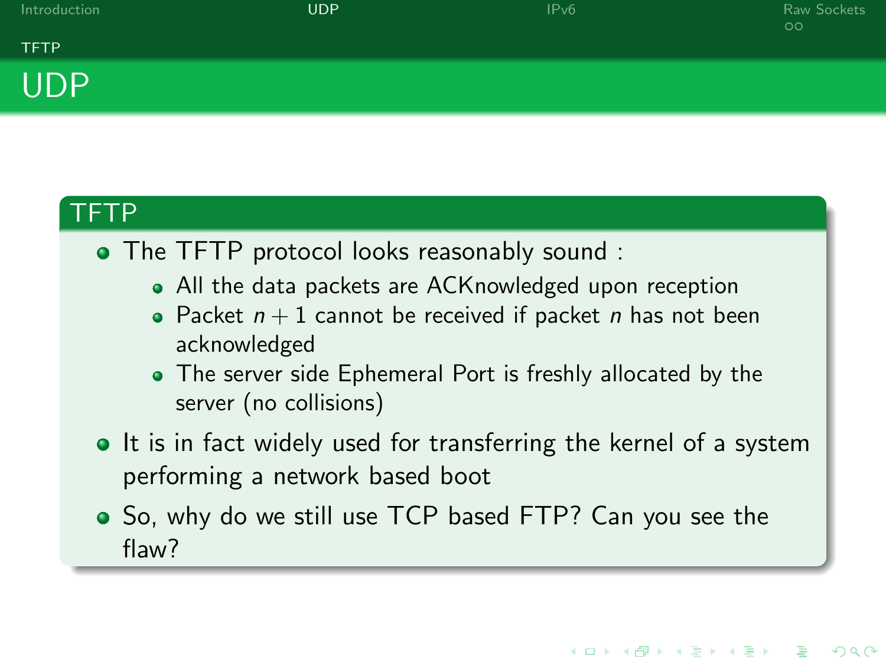# UDP

## TFTP

- The TFTP protocol looks reasonably sound :
  - All the data packets are ACKnowledged upon reception
  - Packet $n+1$ cannot be received if packet $n$ has not been acknowledged
  - The server side Ephemeral Port is freshly allocated by the server (no collisions)
- It is in fact widely used for transferring the kernel of a system performing a network based boot
- So, why do we still use TCP based FTP? Can you see the flaw?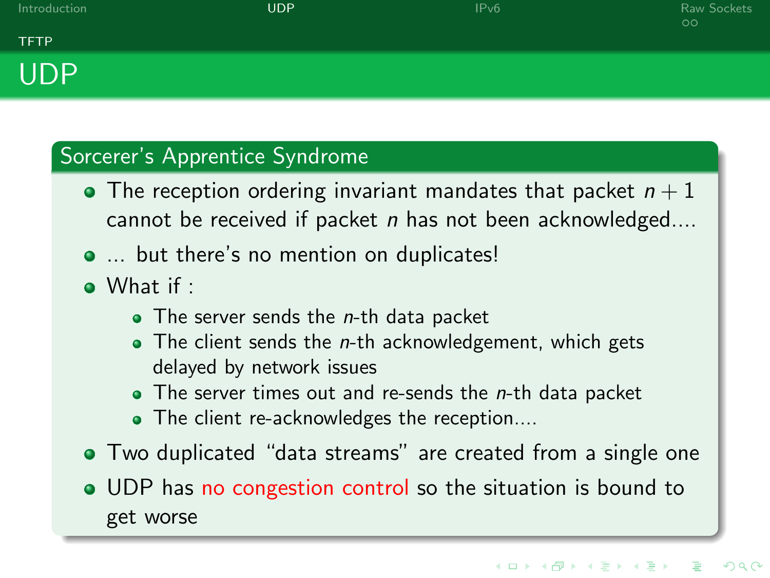# UDP

## Sorcerer's Apprentice Syndrome

- The reception ordering invariant mandates that packet $n + 1$ cannot be received if packet $n$ has not been acknowledged....
- ... but there's no mention on duplicates!
- What if :
  - The server sends the $n$-th data packet
  - The client sends the $n$-th acknowledgement, which gets delayed by network issues
  - The server times out and re-sends the $n$-th data packet
  - The client re-acknowledges the reception....
- Two duplicated "data streams" are created from a single one
- UDP has no congestion control so the situation is bound to get worse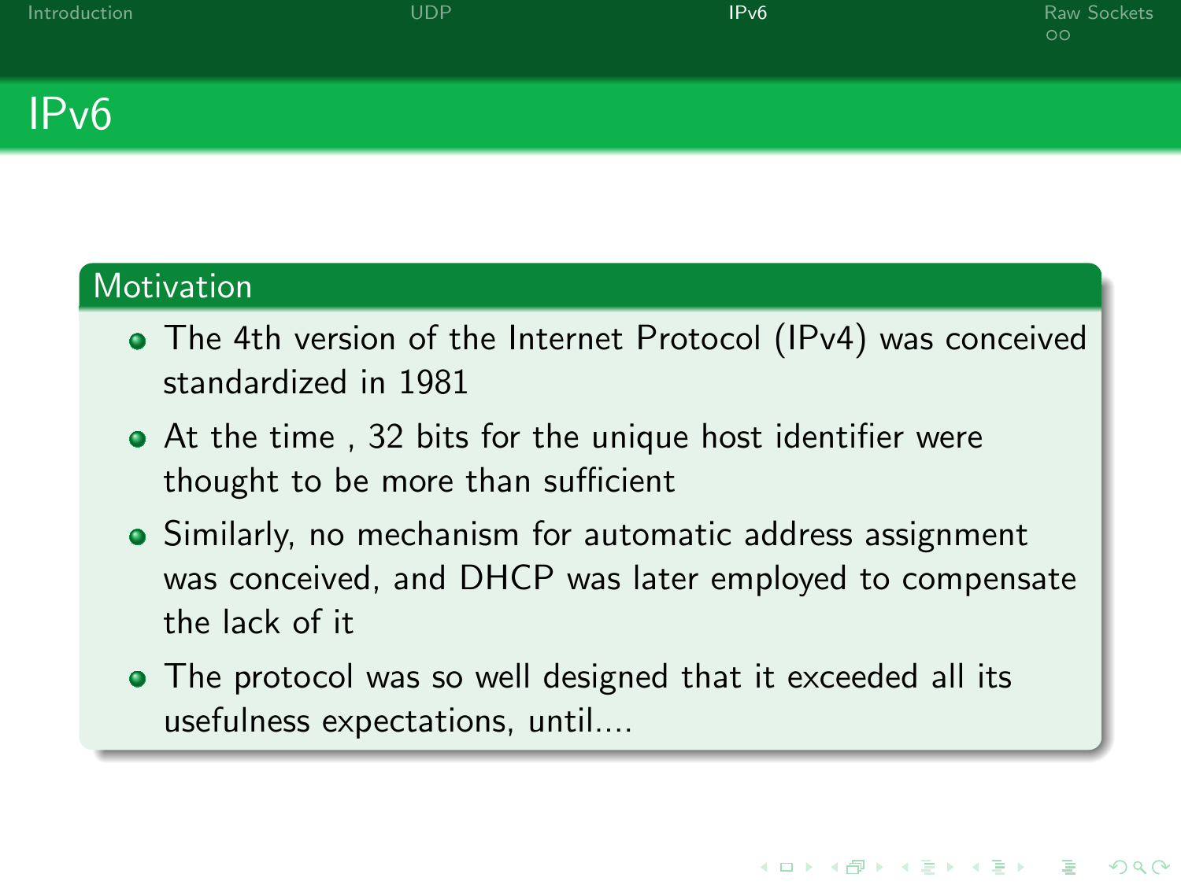# IPv6

## Motivation

- The 4th version of the Internet Protocol (IPv4) was conceived standardized in 1981
- At the time , 32 bits for the unique host identifier were thought to be more than sufficient
- Similarly, no mechanism for automatic address assignment was conceived, and DHCP was later employed to compensate the lack of it
- The protocol was so well designed that it exceeded all its usefulness expectations, until....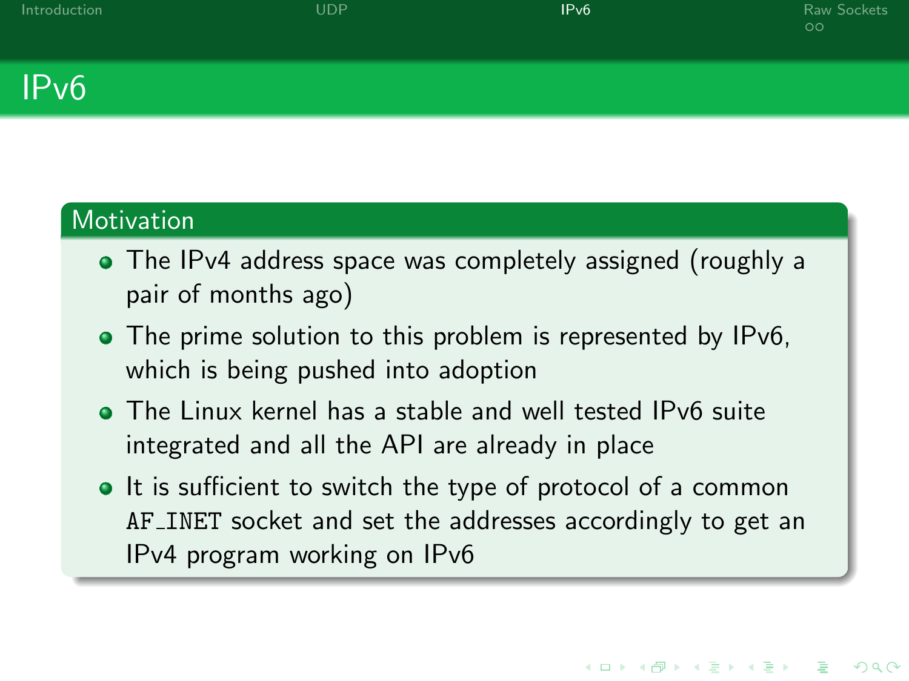# IPv6

## Motivation

- The IPv4 address space was completely assigned (roughly a pair of months ago)
- The prime solution to this problem is represented by IPv6, which is being pushed into adoption
- The Linux kernel has a stable and well tested IPv6 suite integrated and all the API are already in place
- It is sufficient to switch the type of protocol of a common `AF_INET` socket and set the addresses accordingly to get an IPv4 program working on IPv6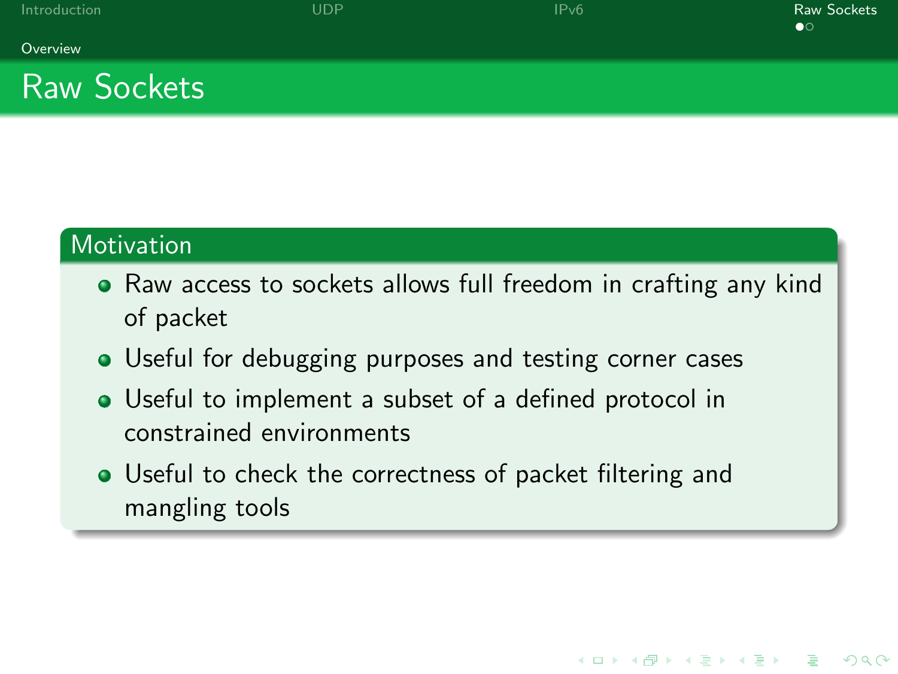# Raw Sockets

## Motivation

- Raw access to sockets allows full freedom in crafting any kind of packet
- Useful for debugging purposes and testing corner cases
- Useful to implement a subset of a defined protocol in constrained environments
- Useful to check the correctness of packet filtering and mangling tools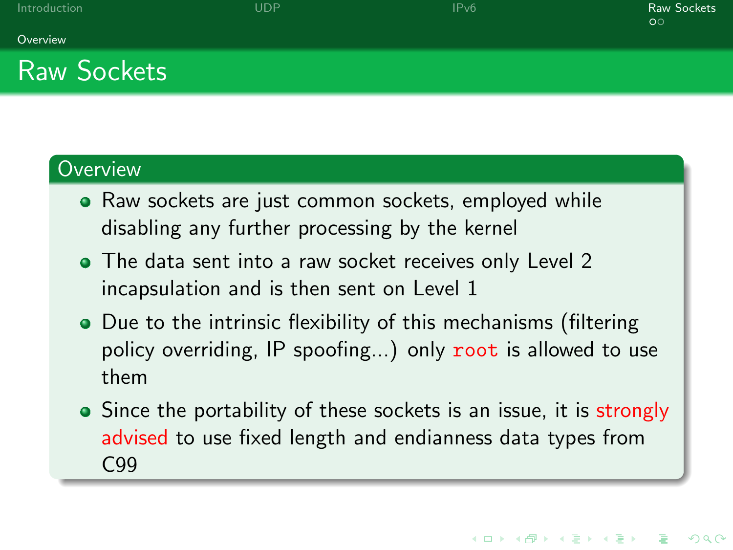# Raw Sockets

## Overview

- Raw sockets are just common sockets, employed while disabling any further processing by the kernel
- The data sent into a raw socket receives only Level 2 incapsulation and is then sent on Level 1
- Due to the intrinsic flexibility of this mechanisms (filtering policy overriding, IP spoofing...) only `root` is allowed to use them
- Since the portability of these sockets is an issue, it is strongly advised to use fixed length and endianness data types from C99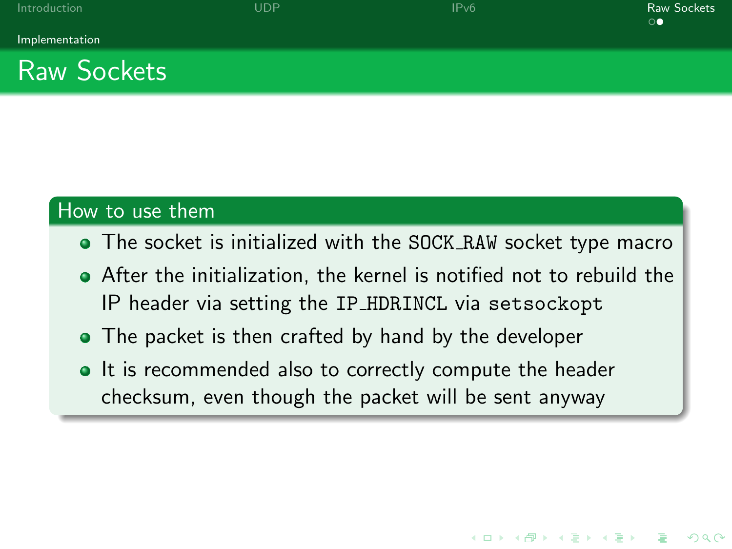# Raw Sockets

## How to use them

- The socket is initialized with the `SOCK_RAW` socket type macro
- After the initialization, the kernel is notified not to rebuild the IP header via setting the `IP_HDRINCL` via `setsockopt`
- The packet is then crafted by hand by the developer
- It is recommended also to correctly compute the header checksum, even though the packet will be sent anyway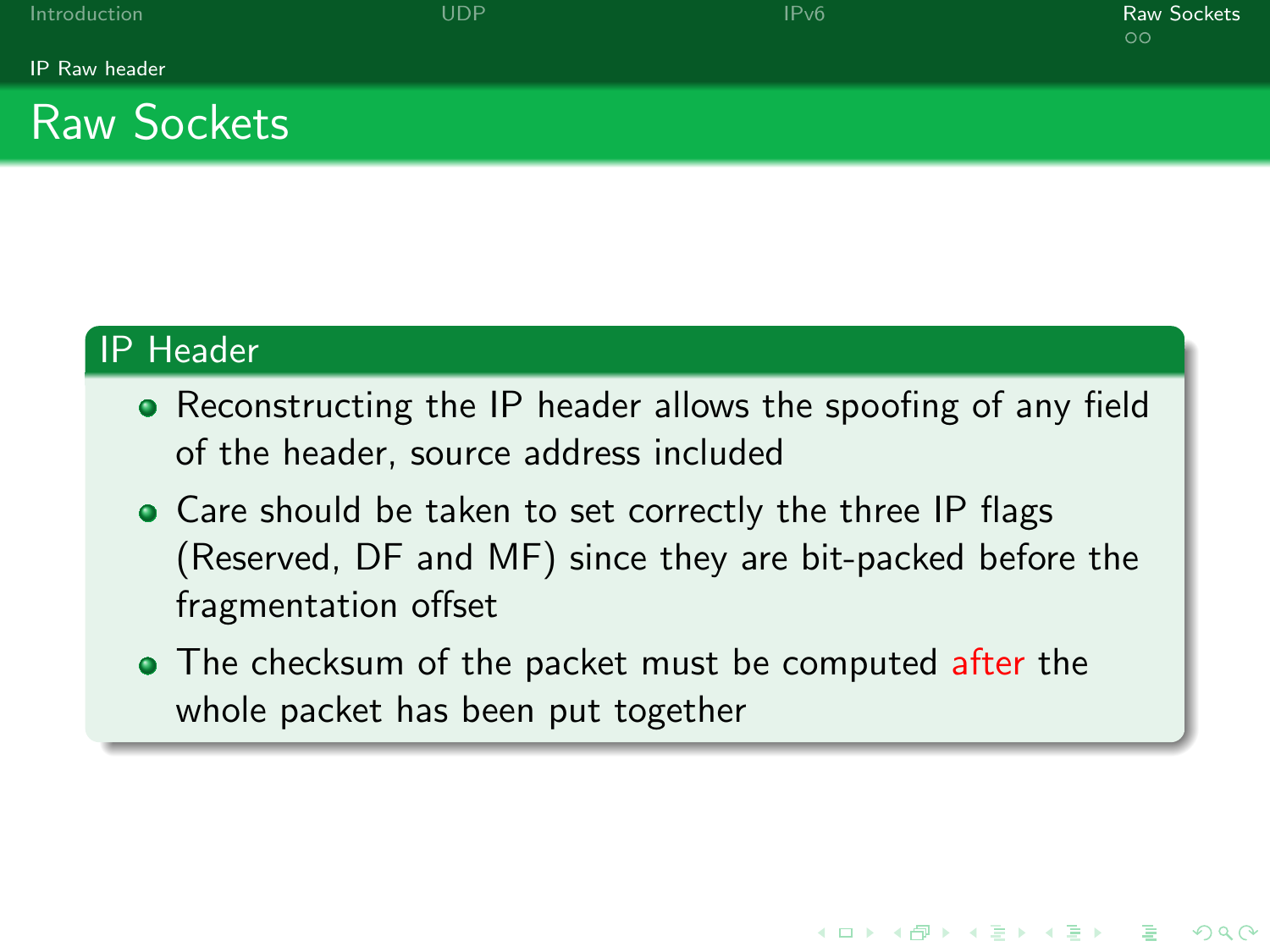# Raw Sockets

## IP Header

- Reconstructing the IP header allows the spoofing of any field of the header, source address included
- Care should be taken to set correctly the three IP flags (Reserved, DF and MF) since they are bit-packed before the fragmentation offset
- The checksum of the packet must be computed after the whole packet has been put together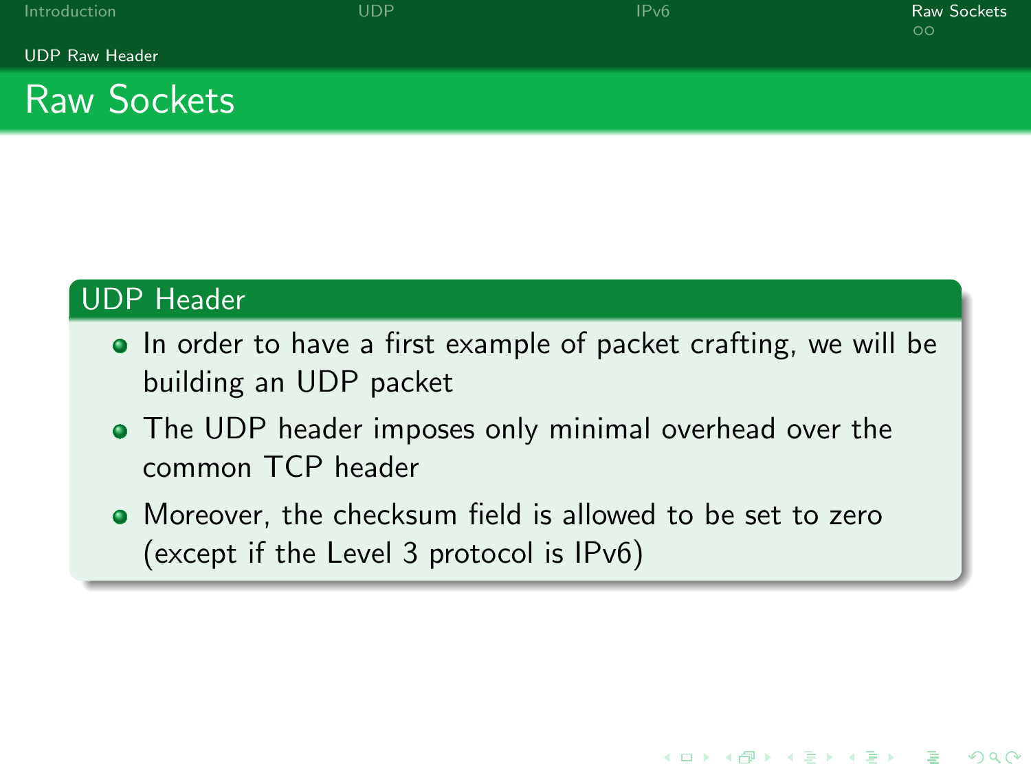# Raw Sockets

## UDP Header

- In order to have a first example of packet crafting, we will be building an UDP packet
- The UDP header imposes only minimal overhead over the common TCP header
- Moreover, the checksum field is allowed to be set to zero (except if the Level 3 protocol is IPv6)